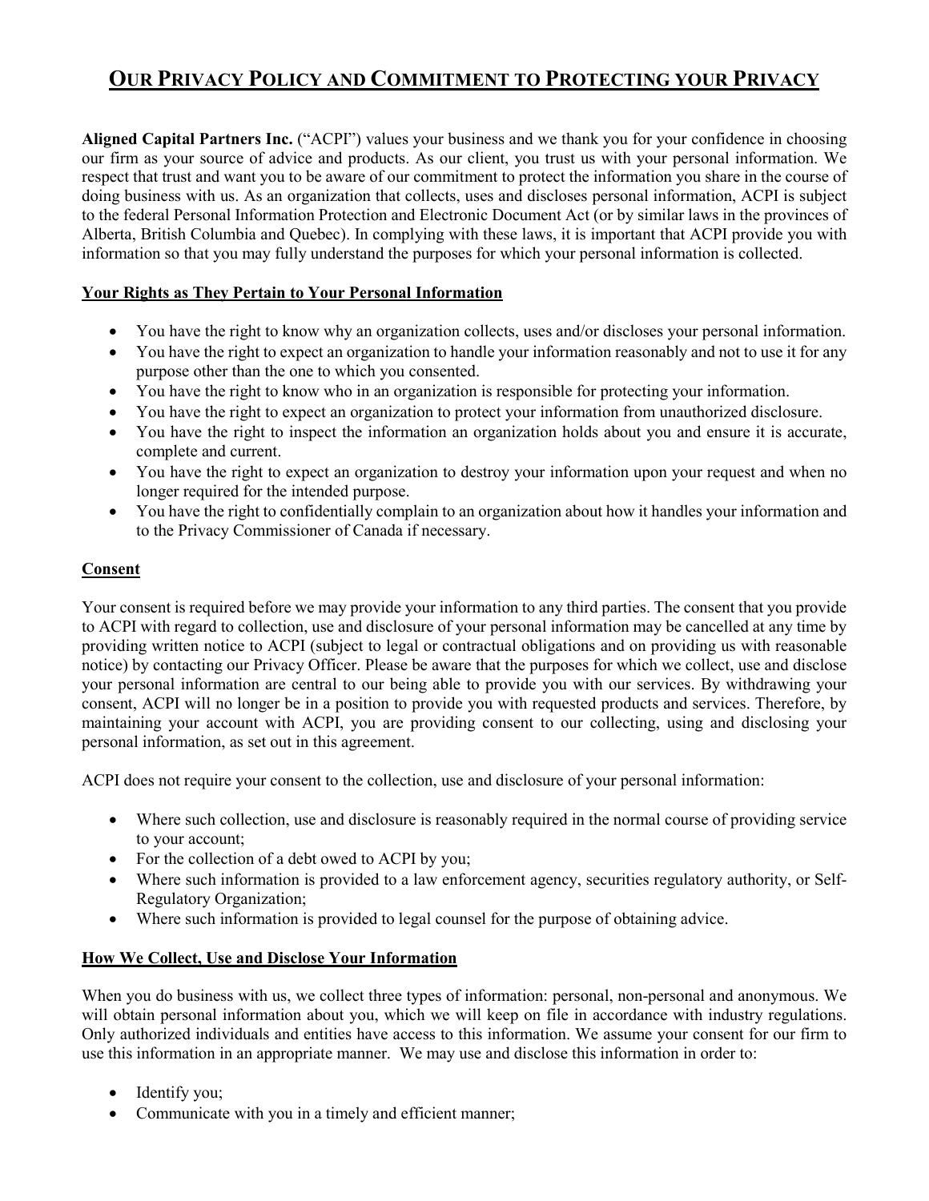# Our Privacy Policy and Commitment to Protecting your Privacy

**Aligned Capital Partners Inc.** ("ACPI") values your business and we thank you for your confidence in choosing our firm as your source of advice and products. As our client, you trust us with your personal information. We respect that trust and want you to be aware of our commitment to protect the information you share in the course of doing business with us. As an organization that collects, uses and discloses personal information, ACPI is subject to the federal Personal Information Protection and Electronic Document Act (or by similar laws in the provinces of Alberta, British Columbia and Quebec). In complying with these laws, it is important that ACPI provide you with information so that you may fully understand the purposes for which your personal information is collected.

## Your Rights as They Pertain to Your Personal Information

- You have the right to know why an organization collects, uses and/or discloses your personal information.
- You have the right to expect an organization to handle your information reasonably and not to use it for any purpose other than the one to which you consented.
- You have the right to know who in an organization is responsible for protecting your information.
- You have the right to expect an organization to protect your information from unauthorized disclosure.
- You have the right to inspect the information an organization holds about you and ensure it is accurate, complete and current.
- You have the right to expect an organization to destroy your information upon your request and when no longer required for the intended purpose.
- You have the right to confidentially complain to an organization about how it handles your information and to the Privacy Commissioner of Canada if necessary.

## Consent

Your consent is required before we may provide your information to any third parties. The consent that you provide to ACPI with regard to collection, use and disclosure of your personal information may be cancelled at any time by providing written notice to ACPI (subject to legal or contractual obligations and on providing us with reasonable notice) by contacting our Privacy Officer. Please be aware that the purposes for which we collect, use and disclose your personal information are central to our being able to provide you with our services. By withdrawing your consent, ACPI will no longer be in a position to provide you with requested products and services. Therefore, by maintaining your account with ACPI, you are providing consent to our collecting, using and disclosing your personal information, as set out in this agreement.

ACPI does not require your consent to the collection, use and disclosure of your personal information:

- Where such collection, use and disclosure is reasonably required in the normal course of providing service to your account;
- For the collection of a debt owed to ACPI by you;
- Where such information is provided to a law enforcement agency, securities regulatory authority, or Self-Regulatory Organization;
- Where such information is provided to legal counsel for the purpose of obtaining advice.

## How We Collect, Use and Disclose Your Information

When you do business with us, we collect three types of information: personal, non-personal and anonymous. We will obtain personal information about you, which we will keep on file in accordance with industry regulations. Only authorized individuals and entities have access to this information. We assume your consent for our firm to use this information in an appropriate manner. We may use and disclose this information in order to:

- Identify you;
- Communicate with you in a timely and efficient manner;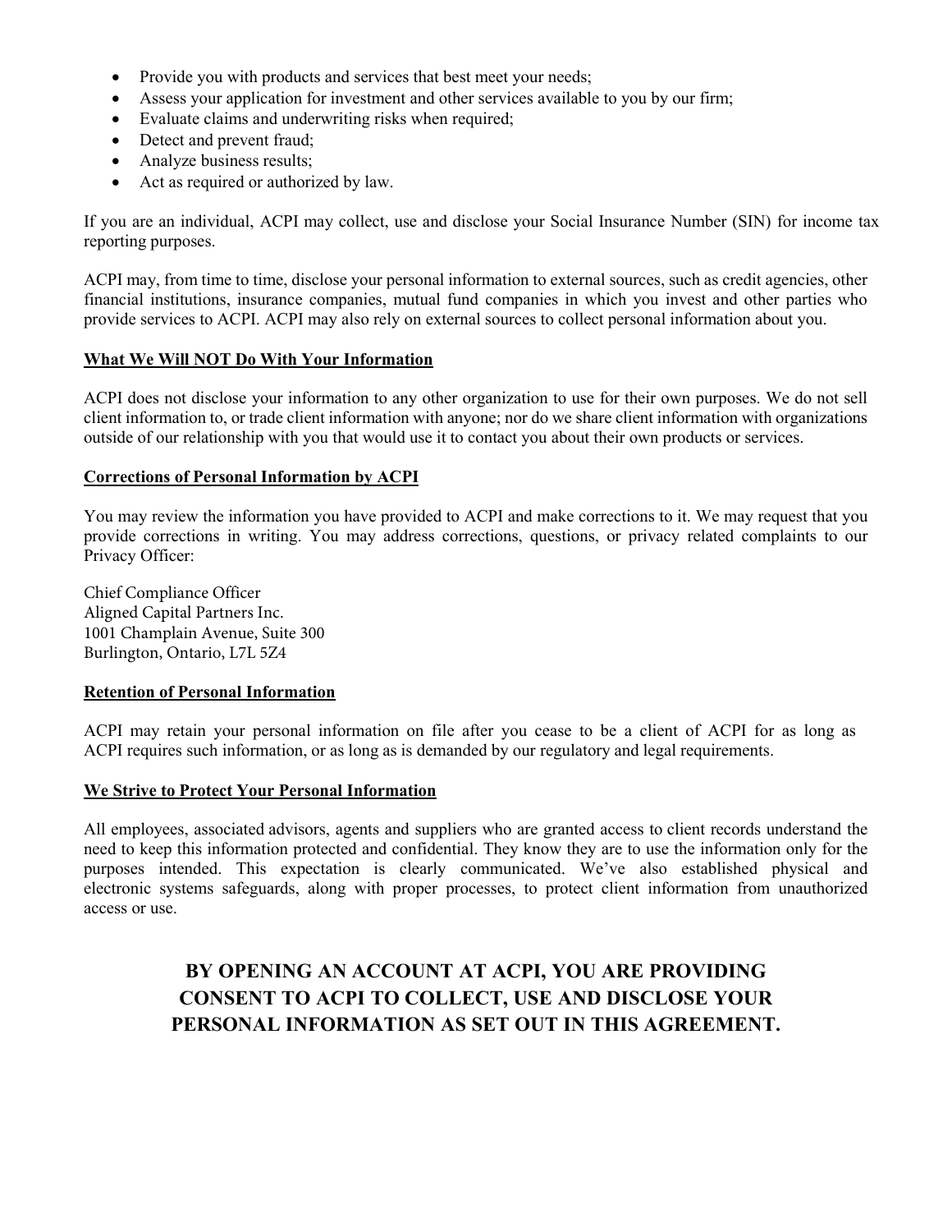- Provide you with products and services that best meet your needs;
- Assess your application for investment and other services available to you by our firm;
- Evaluate claims and underwriting risks when required;
- Detect and prevent fraud;
- Analyze business results;
- Act as required or authorized by law.

If you are an individual, ACPI may collect, use and disclose your Social Insurance Number (SIN) for income tax reporting purposes.

ACPI may, from time to time, disclose your personal information to external sources, such as credit agencies, other financial institutions, insurance companies, mutual fund companies in which you invest and other parties who provide services to ACPI. ACPI may also rely on external sources to collect personal information about you.

**<u>What We Will NOT Do With Your Information</u>**

ACPI does not disclose your information to any other organization to use for their own purposes. We do not sell client information to, or trade client information with anyone; nor do we share client information with organizations outside of our relationship with you that would use it to contact you about their own products or services.

**<u>Corrections of Personal Information by ACPI</u>**

You may review the information you have provided to ACPI and make corrections to it. We may request that you provide corrections in writing. You may address corrections, questions, or privacy related complaints to our Privacy Officer:

Chief Compliance Officer
Aligned Capital Partners Inc.
1001 Champlain Avenue, Suite 300
Burlington, Ontario, L7L 5Z4

**<u>Retention of Personal Information</u>**

ACPI may retain your personal information on file after you cease to be a client of ACPI for as long as ACPI requires such information, or as long as is demanded by our regulatory and legal requirements.

**<u>We Strive to Protect Your Personal Information</u>**

All employees, associated advisors, agents and suppliers who are granted access to client records understand the need to keep this information protected and confidential. They know they are to use the information only for the purposes intended. This expectation is clearly communicated. We've also established physical and electronic systems safeguards, along with proper processes, to protect client information from unauthorized access or use.

**BY OPENING AN ACCOUNT AT ACPI, YOU ARE PROVIDING CONSENT TO ACPI TO COLLECT, USE AND DISCLOSE YOUR PERSONAL INFORMATION AS SET OUT IN THIS AGREEMENT.**